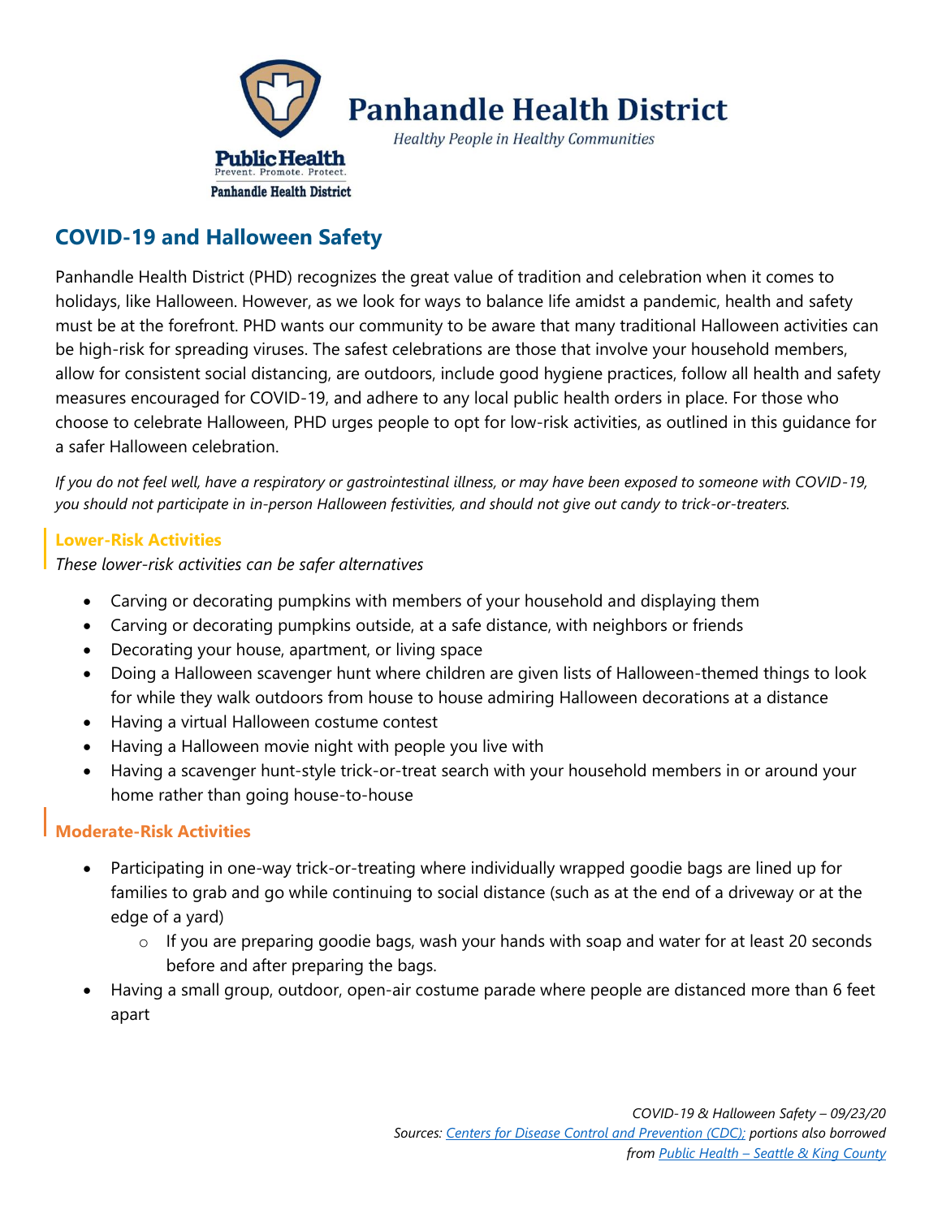# Panhandle Health District

*Healthy People in Healthy Communities*

Public Health
Prevent. Promote. Protect.
Panhandle Health District

## COVID-19 and Halloween Safety

Panhandle Health District (PHD) recognizes the great value of tradition and celebration when it comes to holidays, like Halloween. However, as we look for ways to balance life amidst a pandemic, health and safety must be at the forefront. PHD wants our community to be aware that many traditional Halloween activities can be high-risk for spreading viruses. The safest celebrations are those that involve your household members, allow for consistent social distancing, are outdoors, include good hygiene practices, follow all health and safety measures encouraged for COVID-19, and adhere to any local public health orders in place. For those who choose to celebrate Halloween, PHD urges people to opt for low-risk activities, as outlined in this guidance for a safer Halloween celebration.

*If you do not feel well, have a respiratory or gastrointestinal illness, or may have been exposed to someone with COVID-19, you should not participate in in-person Halloween festivities, and should not give out candy to trick-or-treaters.*

### Lower-Risk Activities

*These lower-risk activities can be safer alternatives*

- Carving or decorating pumpkins with members of your household and displaying them
- Carving or decorating pumpkins outside, at a safe distance, with neighbors or friends
- Decorating your house, apartment, or living space
- Doing a Halloween scavenger hunt where children are given lists of Halloween-themed things to look for while they walk outdoors from house to house admiring Halloween decorations at a distance
- Having a virtual Halloween costume contest
- Having a Halloween movie night with people you live with
- Having a scavenger hunt-style trick-or-treat search with your household members in or around your home rather than going house-to-house

### Moderate-Risk Activities

- Participating in one-way trick-or-treating where individually wrapped goodie bags are lined up for families to grab and go while continuing to social distance (such as at the end of a driveway or at the edge of a yard)
  - If you are preparing goodie bags, wash your hands with soap and water for at least 20 seconds before and after preparing the bags.
- Having a small group, outdoor, open-air costume parade where people are distanced more than 6 feet apart

*COVID-19 & Halloween Safety – 09/23/20*
*Sources: Centers for Disease Control and Prevention (CDC); portions also borrowed from Public Health – Seattle & King County*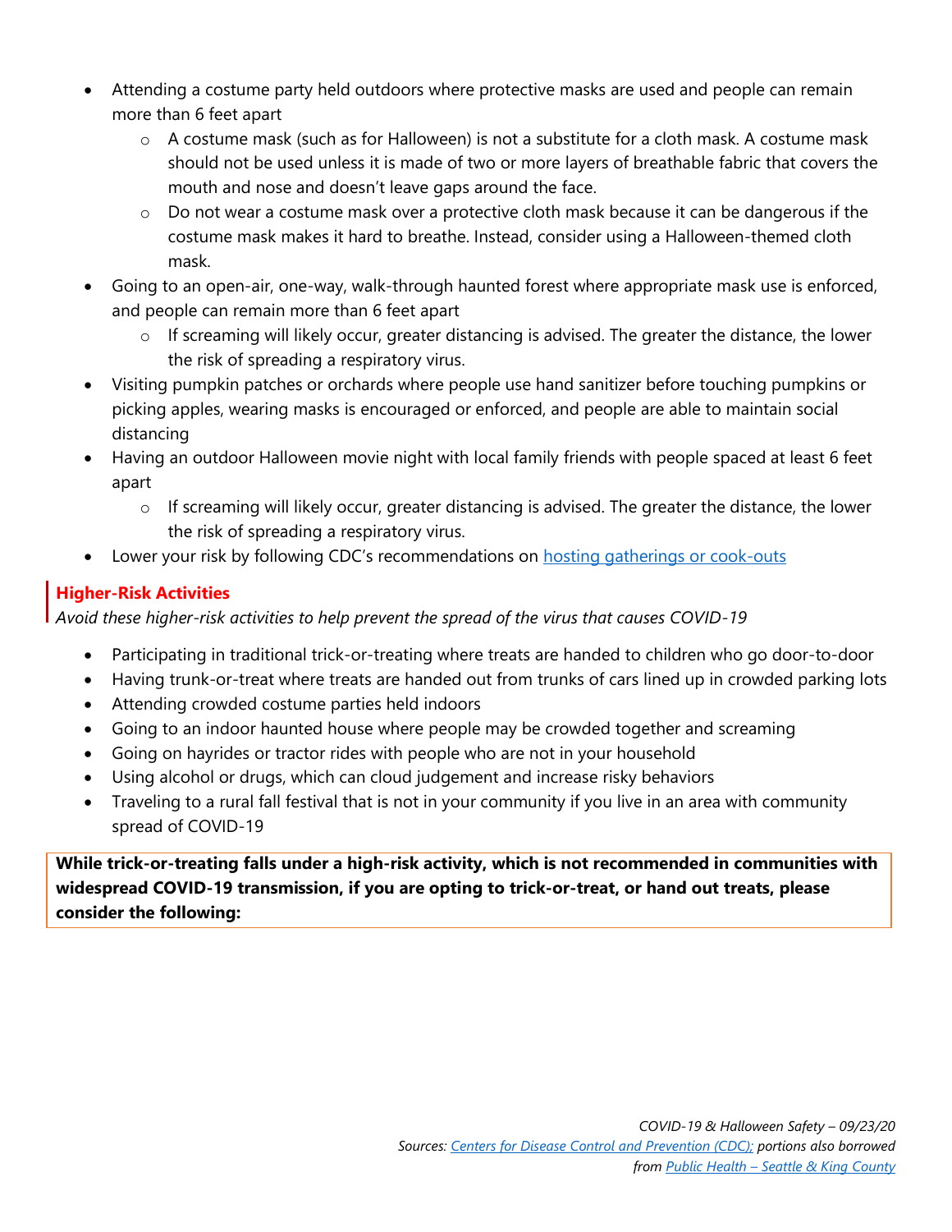- Attending a costume party held outdoors where protective masks are used and people can remain more than 6 feet apart
  - A costume mask (such as for Halloween) is not a substitute for a cloth mask. A costume mask should not be used unless it is made of two or more layers of breathable fabric that covers the mouth and nose and doesn't leave gaps around the face.
  - Do not wear a costume mask over a protective cloth mask because it can be dangerous if the costume mask makes it hard to breathe. Instead, consider using a Halloween-themed cloth mask.
- Going to an open-air, one-way, walk-through haunted forest where appropriate mask use is enforced, and people can remain more than 6 feet apart
  - If screaming will likely occur, greater distancing is advised. The greater the distance, the lower the risk of spreading a respiratory virus.
- Visiting pumpkin patches or orchards where people use hand sanitizer before touching pumpkins or picking apples, wearing masks is encouraged or enforced, and people are able to maintain social distancing
- Having an outdoor Halloween movie night with local family friends with people spaced at least 6 feet apart
  - If screaming will likely occur, greater distancing is advised. The greater the distance, the lower the risk of spreading a respiratory virus.
- Lower your risk by following CDC's recommendations on [hosting gatherings or cook-outs]()

## Higher-Risk Activities

*Avoid these higher-risk activities to help prevent the spread of the virus that causes COVID-19*

- Participating in traditional trick-or-treating where treats are handed to children who go door-to-door
- Having trunk-or-treat where treats are handed out from trunks of cars lined up in crowded parking lots
- Attending crowded costume parties held indoors
- Going to an indoor haunted house where people may be crowded together and screaming
- Going on hayrides or tractor rides with people who are not in your household
- Using alcohol or drugs, which can cloud judgement and increase risky behaviors
- Traveling to a rural fall festival that is not in your community if you live in an area with community spread of COVID-19

**While trick-or-treating falls under a high-risk activity, which is not recommended in communities with widespread COVID-19 transmission, if you are opting to trick-or-treat, or hand out treats, please consider the following:**

*COVID-19 & Halloween Safety – 09/23/20*
*Sources: Centers for Disease Control and Prevention (CDC); portions also borrowed from Public Health – Seattle & King County*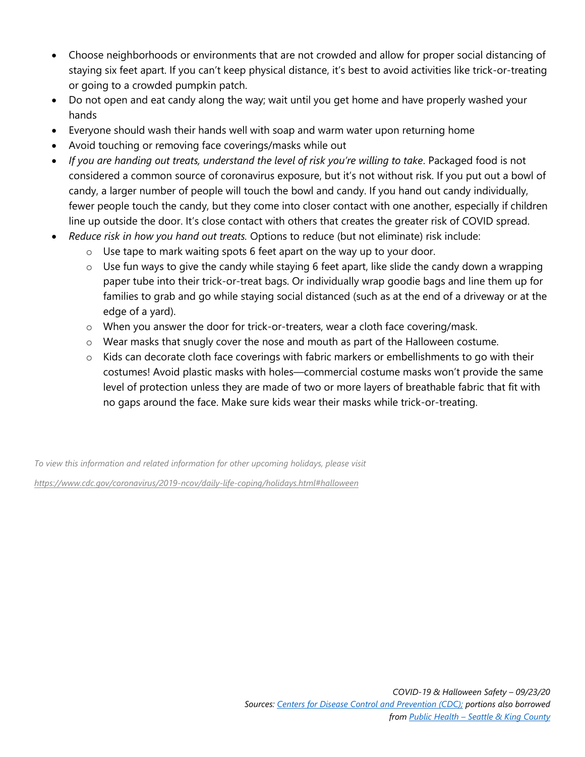- Choose neighborhoods or environments that are not crowded and allow for proper social distancing of staying six feet apart. If you can't keep physical distance, it's best to avoid activities like trick-or-treating or going to a crowded pumpkin patch.
- Do not open and eat candy along the way; wait until you get home and have properly washed your hands
- Everyone should wash their hands well with soap and warm water upon returning home
- Avoid touching or removing face coverings/masks while out
- *If you are handing out treats, understand the level of risk you're willing to take*. Packaged food is not considered a common source of coronavirus exposure, but it's not without risk. If you put out a bowl of candy, a larger number of people will touch the bowl and candy. If you hand out candy individually, fewer people touch the candy, but they come into closer contact with one another, especially if children line up outside the door. It's close contact with others that creates the greater risk of COVID spread.
- *Reduce risk in how you hand out treats.* Options to reduce (but not eliminate) risk include:
  - Use tape to mark waiting spots 6 feet apart on the way up to your door.
  - Use fun ways to give the candy while staying 6 feet apart, like slide the candy down a wrapping paper tube into their trick-or-treat bags. Or individually wrap goodie bags and line them up for families to grab and go while staying social distanced (such as at the end of a driveway or at the edge of a yard).
  - When you answer the door for trick-or-treaters, wear a cloth face covering/mask.
  - Wear masks that snugly cover the nose and mouth as part of the Halloween costume.
  - Kids can decorate cloth face coverings with fabric markers or embellishments to go with their costumes! Avoid plastic masks with holes—commercial costume masks won't provide the same level of protection unless they are made of two or more layers of breathable fabric that fit with no gaps around the face. Make sure kids wear their masks while trick-or-treating.

*To view this information and related information for other upcoming holidays, please visit*

*https://www.cdc.gov/coronavirus/2019-ncov/daily-life-coping/holidays.html#halloween*

*COVID-19 & Halloween Safety – 09/23/20*
*Sources: Centers for Disease Control and Prevention (CDC); portions also borrowed from Public Health – Seattle & King County*